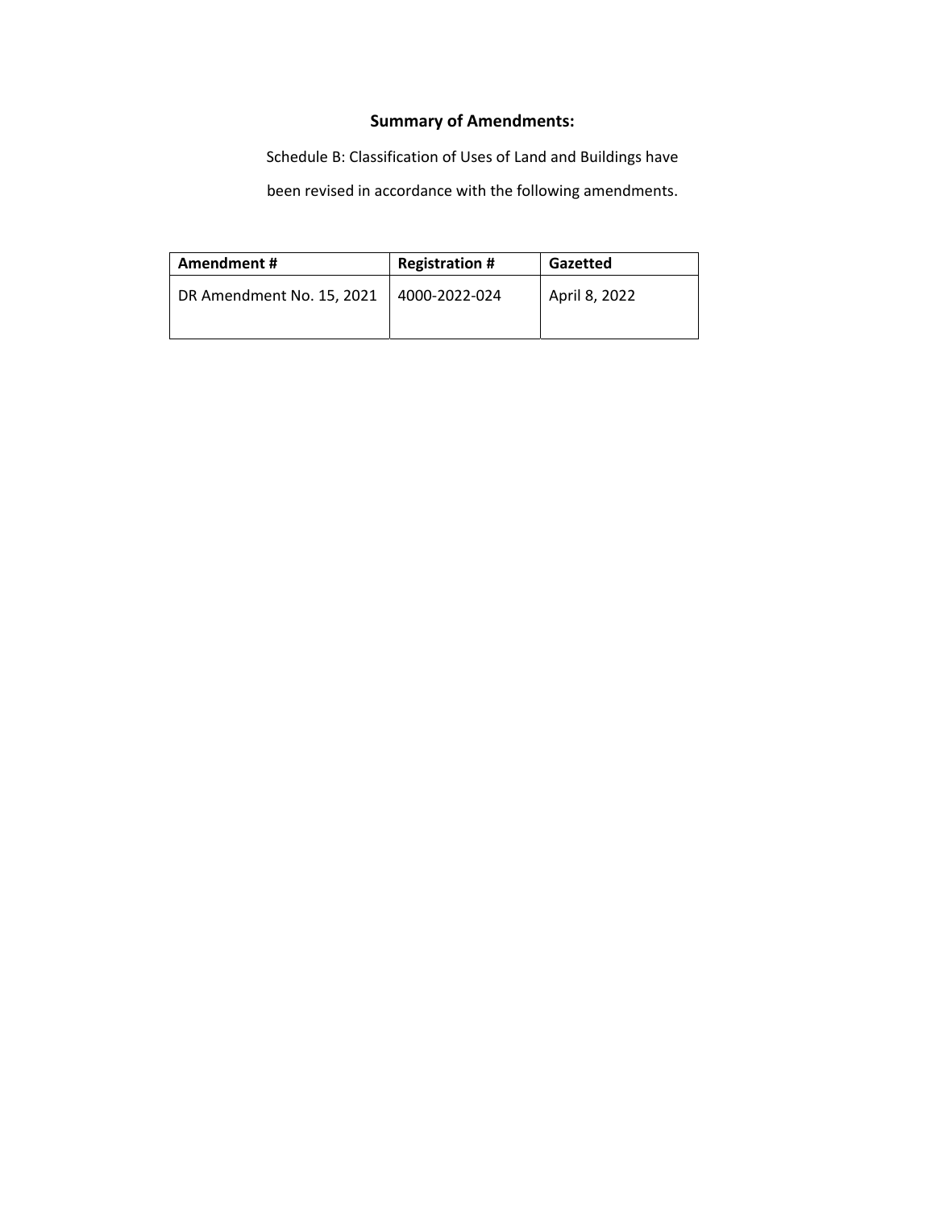## Summary of Amendments:

Schedule B: Classification of Uses of Land and Buildings have been revised in accordance with the following amendments.

| Amendment # | Registration # | Gazetted |
| --- | --- | --- |
| DR Amendment No. 15, 2021 | 4000-2022-024 | April 8, 2022 |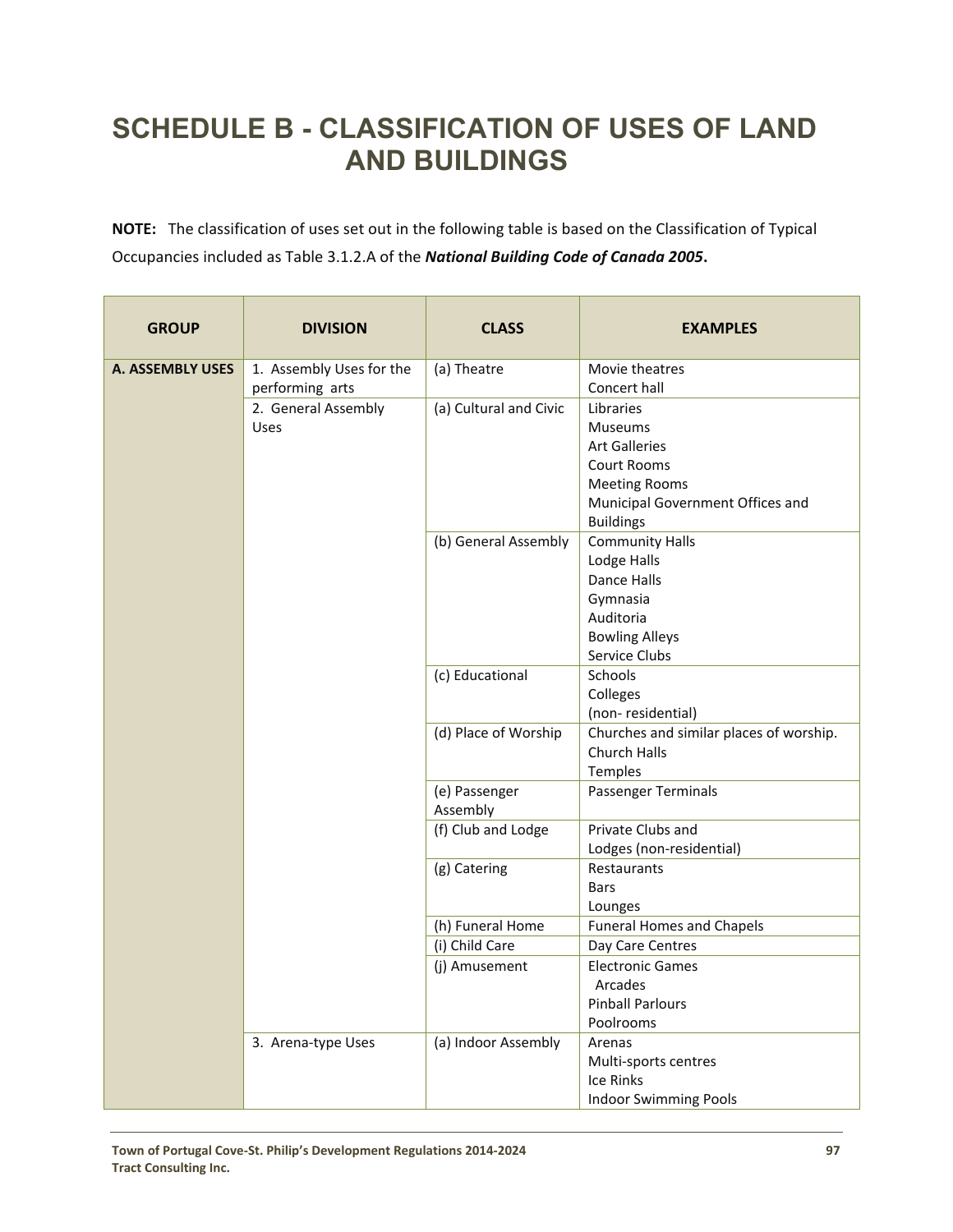# SCHEDULE B - CLASSIFICATION OF USES OF LAND AND BUILDINGS

**NOTE:** The classification of uses set out in the following table is based on the Classification of Typical Occupancies included as Table 3.1.2.A of the ***National Building Code of Canada 2005*.**

| GROUP | DIVISION | CLASS | EXAMPLES |
|---|---|---|---|
| **A. ASSEMBLY USES** | 1. Assembly Uses for the performing arts | (a) Theatre | Movie theatres<br>Concert hall |
| | 2. General Assembly Uses | (a) Cultural and Civic | Libraries<br>Museums<br>Art Galleries<br>Court Rooms<br>Meeting Rooms<br>Municipal Government Offices and Buildings |
| | | (b) General Assembly | Community Halls<br>Lodge Halls<br>Dance Halls<br>Gymnasia<br>Auditoria<br>Bowling Alleys<br>Service Clubs |
| | | (c) Educational | Schools<br>Colleges<br>(non- residential) |
| | | (d) Place of Worship | Churches and similar places of worship.<br>Church Halls<br>Temples |
| | | (e) Passenger Assembly | Passenger Terminals |
| | | (f) Club and Lodge | Private Clubs and<br>Lodges (non-residential) |
| | | (g) Catering | Restaurants<br>Bars<br>Lounges |
| | | (h) Funeral Home | Funeral Homes and Chapels |
| | | (i) Child Care | Day Care Centres |
| | | (j) Amusement | Electronic Games<br>Arcades<br>Pinball Parlours<br>Poolrooms |
| | 3. Arena-type Uses | (a) Indoor Assembly | Arenas<br>Multi-sports centres<br>Ice Rinks<br>Indoor Swimming Pools |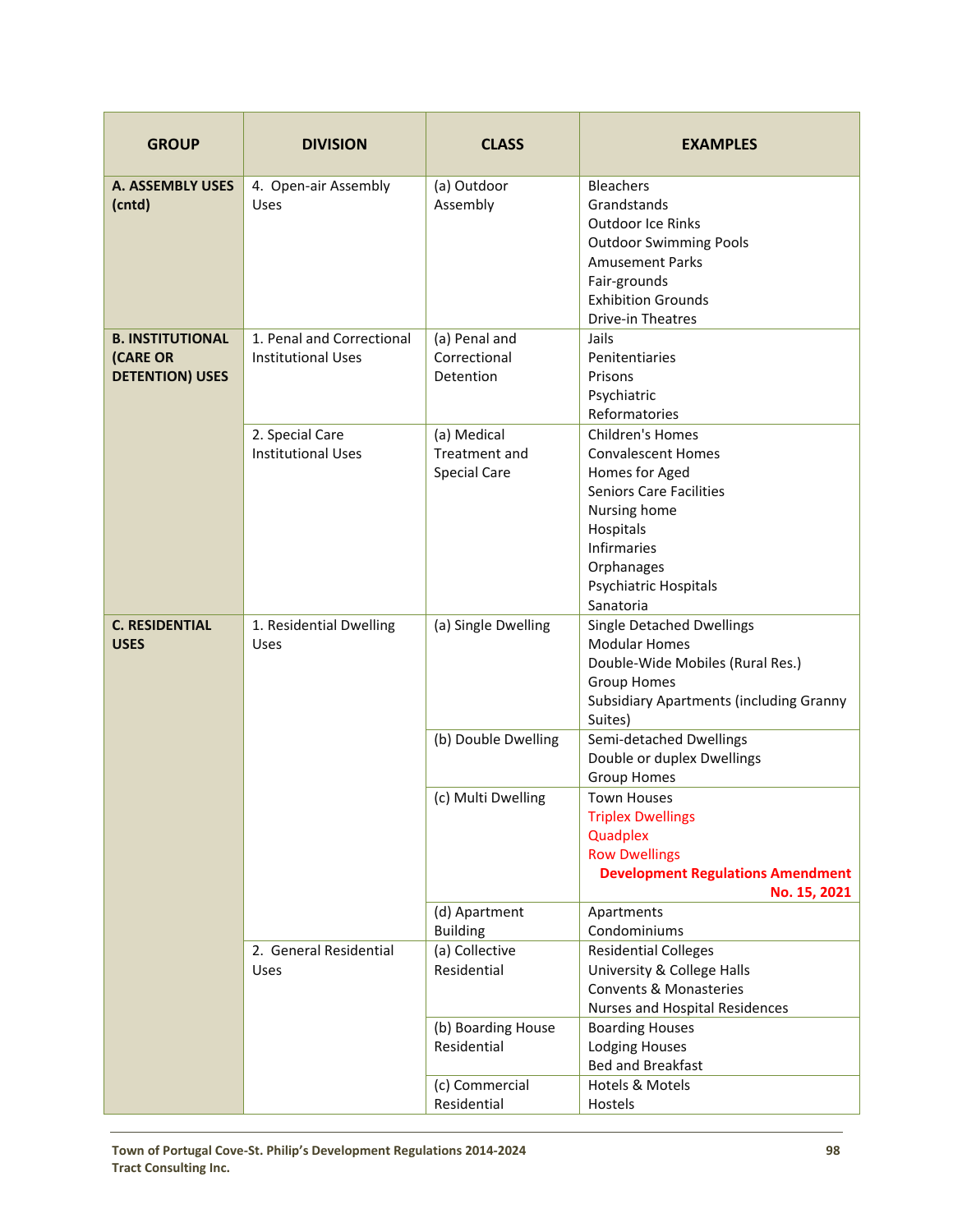| GROUP | DIVISION | CLASS | EXAMPLES |
|---|---|---|---|
| **A. ASSEMBLY USES (cntd)** | 4. Open-air Assembly Uses | (a) Outdoor Assembly | Bleachers<br>Grandstands<br>Outdoor Ice Rinks<br>Outdoor Swimming Pools<br>Amusement Parks<br>Fair-grounds<br>Exhibition Grounds<br>Drive-in Theatres |
| **B. INSTITUTIONAL (CARE OR DETENTION) USES** | 1. Penal and Correctional Institutional Uses | (a) Penal and Correctional Detention | Jails<br>Penitentiaries<br>Prisons<br>Psychiatric<br>Reformatories |
| | 2. Special Care Institutional Uses | (a) Medical Treatment and Special Care | Children's Homes<br>Convalescent Homes<br>Homes for Aged<br>Seniors Care Facilities<br>Nursing home<br>Hospitals<br>Infirmaries<br>Orphanages<br>Psychiatric Hospitals<br>Sanatoria |
| **C. RESIDENTIAL USES** | 1. Residential Dwelling Uses | (a) Single Dwelling | Single Detached Dwellings<br>Modular Homes<br>Double-Wide Mobiles (Rural Res.)<br>Group Homes<br>Subsidiary Apartments (including Granny Suites) |
| | | (b) Double Dwelling | Semi-detached Dwellings<br>Double or duplex Dwellings<br>Group Homes |
| | | (c) Multi Dwelling | Town Houses<br>Triplex Dwellings<br>Quadplex<br>Row Dwellings<br>**Development Regulations Amendment No. 15, 2021** |
| | | (d) Apartment Building | Apartments<br>Condominiums |
| | 2. General Residential Uses | (a) Collective Residential | Residential Colleges<br>University & College Halls<br>Convents & Monasteries<br>Nurses and Hospital Residences |
| | | (b) Boarding House Residential | Boarding Houses<br>Lodging Houses<br>Bed and Breakfast |
| | | (c) Commercial Residential | Hotels & Motels<br>Hostels |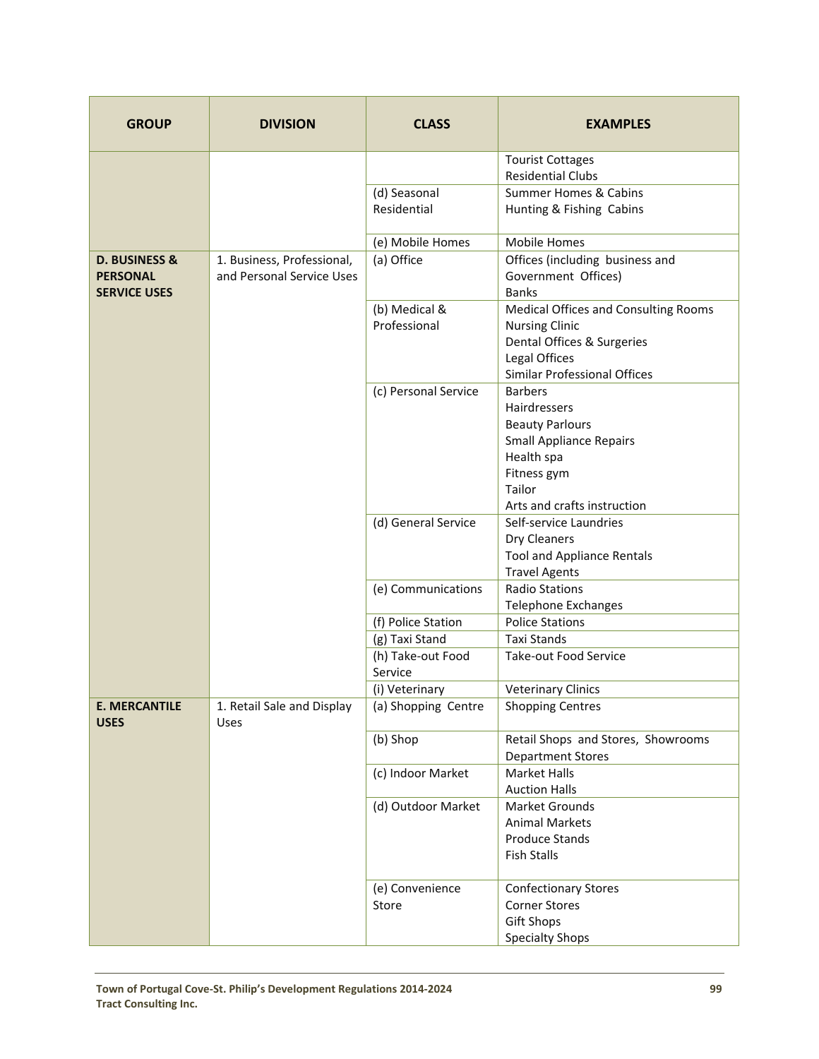| GROUP | DIVISION | CLASS | EXAMPLES |
|---|---|---|---|
| | | | Tourist Cottages<br>Residential Clubs |
| | | (d) Seasonal Residential | Summer Homes & Cabins<br>Hunting & Fishing Cabins |
| | | (e) Mobile Homes | Mobile Homes |
| **D. BUSINESS & PERSONAL SERVICE USES** | 1. Business, Professional, and Personal Service Uses | (a) Office | Offices (including business and Government Offices)<br>Banks |
| | | (b) Medical & Professional | Medical Offices and Consulting Rooms<br>Nursing Clinic<br>Dental Offices & Surgeries<br>Legal Offices<br>Similar Professional Offices |
| | | (c) Personal Service | Barbers<br>Hairdressers<br>Beauty Parlours<br>Small Appliance Repairs<br>Health spa<br>Fitness gym<br>Tailor<br>Arts and crafts instruction |
| | | (d) General Service | Self-service Laundries<br>Dry Cleaners<br>Tool and Appliance Rentals<br>Travel Agents |
| | | (e) Communications | Radio Stations<br>Telephone Exchanges |
| | | (f) Police Station | Police Stations |
| | | (g) Taxi Stand | Taxi Stands |
| | | (h) Take-out Food Service | Take-out Food Service |
| | | (i) Veterinary | Veterinary Clinics |
| **E. MERCANTILE USES** | 1. Retail Sale and Display Uses | (a) Shopping Centre | Shopping Centres |
| | | (b) Shop | Retail Shops and Stores, Showrooms<br>Department Stores |
| | | (c) Indoor Market | Market Halls<br>Auction Halls |
| | | (d) Outdoor Market | Market Grounds<br>Animal Markets<br>Produce Stands<br>Fish Stalls |
| | | (e) Convenience Store | Confectionary Stores<br>Corner Stores<br>Gift Shops<br>Specialty Shops |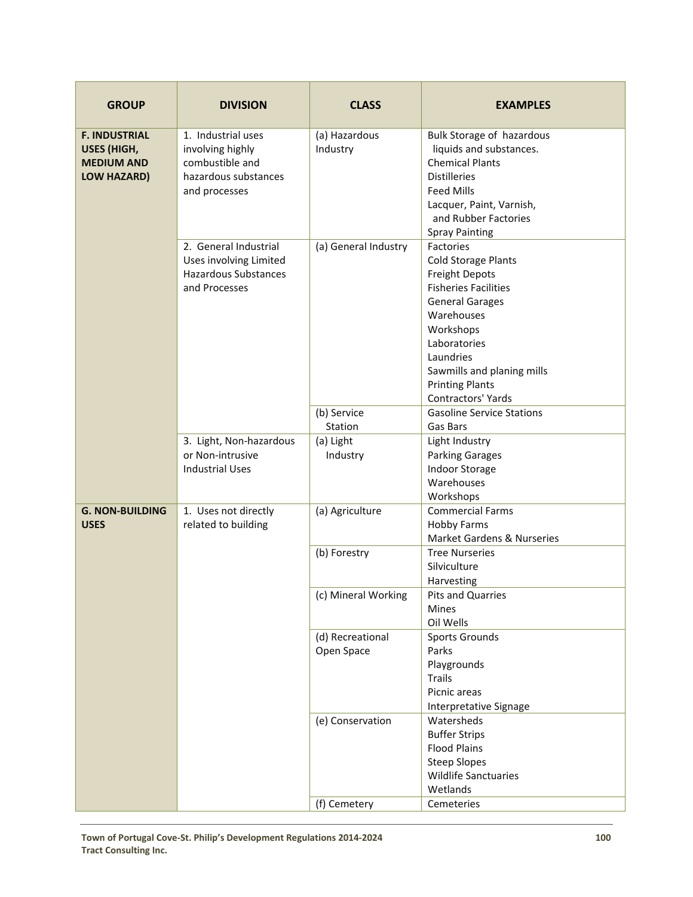| GROUP | DIVISION | CLASS | EXAMPLES |
|---|---|---|---|
| **F. INDUSTRIAL USES (HIGH, MEDIUM AND LOW HAZARD)** | 1. Industrial uses involving highly combustible and hazardous substances and processes | (a) Hazardous Industry | Bulk Storage of hazardous liquids and substances.<br>Chemical Plants<br>Distilleries<br>Feed Mills<br>Lacquer, Paint, Varnish, and Rubber Factories<br>Spray Painting |
| | 2. General Industrial Uses involving Limited Hazardous Substances and Processes | (a) General Industry | Factories<br>Cold Storage Plants<br>Freight Depots<br>Fisheries Facilities<br>General Garages<br>Warehouses<br>Workshops<br>Laboratories<br>Laundries<br>Sawmills and planing mills<br>Printing Plants<br>Contractors' Yards |
| | | (b) Service Station | Gasoline Service Stations<br>Gas Bars |
| | 3. Light, Non-hazardous or Non-intrusive Industrial Uses | (a) Light Industry | Light Industry<br>Parking Garages<br>Indoor Storage<br>Warehouses<br>Workshops |
| **G. NON-BUILDING USES** | 1. Uses not directly related to building | (a) Agriculture | Commercial Farms<br>Hobby Farms<br>Market Gardens & Nurseries |
| | | (b) Forestry | Tree Nurseries<br>Silviculture<br>Harvesting |
| | | (c) Mineral Working | Pits and Quarries<br>Mines<br>Oil Wells |
| | | (d) Recreational Open Space | Sports Grounds<br>Parks<br>Playgrounds<br>Trails<br>Picnic areas<br>Interpretative Signage |
| | | (e) Conservation | Watersheds<br>Buffer Strips<br>Flood Plains<br>Steep Slopes<br>Wildlife Sanctuaries<br>Wetlands |
| | | (f) Cemetery | Cemeteries |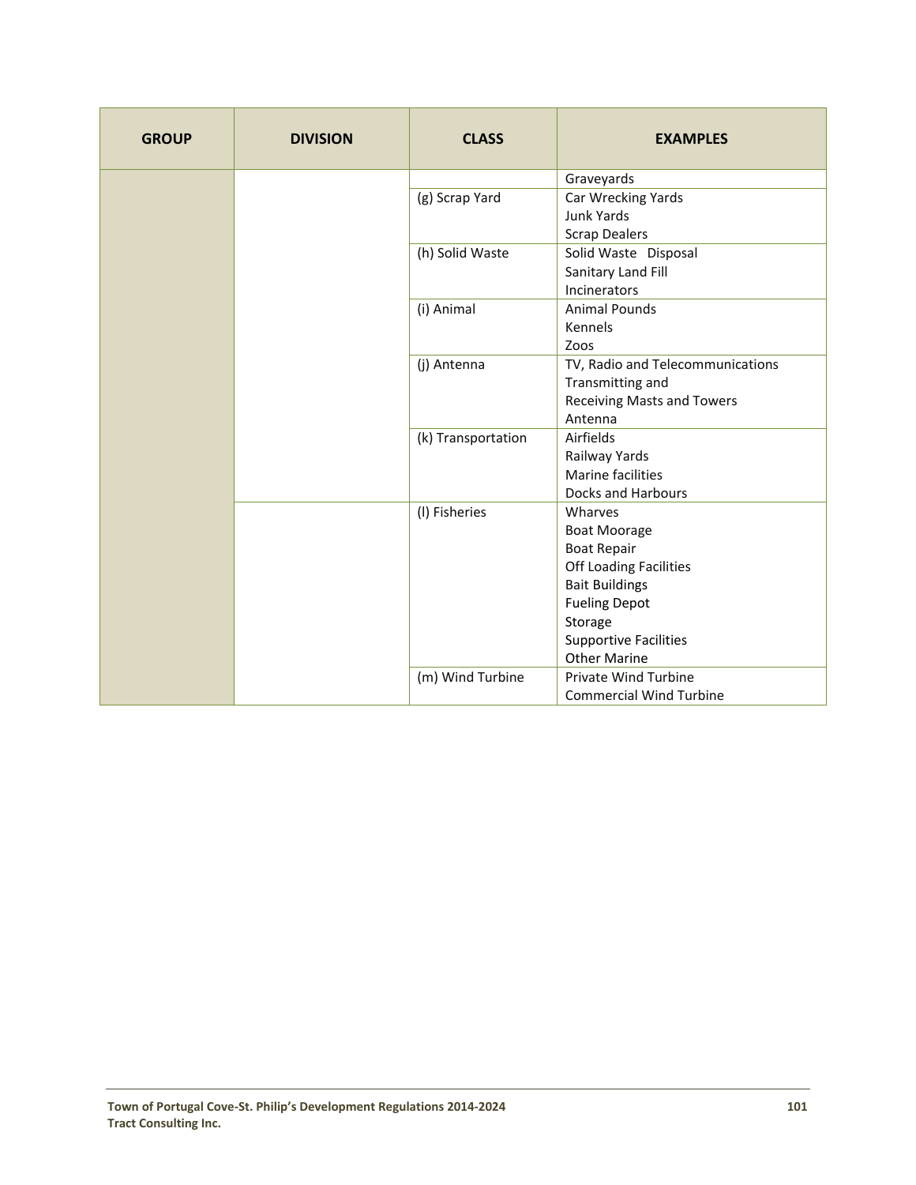| GROUP | DIVISION | CLASS | EXAMPLES |
|---|---|---|---|
| | | | Graveyards |
| | | (g) Scrap Yard | Car Wrecking Yards<br>Junk Yards<br>Scrap Dealers |
| | | (h) Solid Waste | Solid Waste Disposal<br>Sanitary Land Fill<br>Incinerators |
| | | (i) Animal | Animal Pounds<br>Kennels<br>Zoos |
| | | (j) Antenna | TV, Radio and Telecommunications<br>Transmitting and<br>Receiving Masts and Towers<br>Antenna |
| | | (k) Transportation | Airfields<br>Railway Yards<br>Marine facilities<br>Docks and Harbours |
| | | (l) Fisheries | Wharves<br>Boat Moorage<br>Boat Repair<br>Off Loading Facilities<br>Bait Buildings<br>Fueling Depot<br>Storage<br>Supportive Facilities<br>Other Marine |
| | | (m) Wind Turbine | Private Wind Turbine<br>Commercial Wind Turbine |